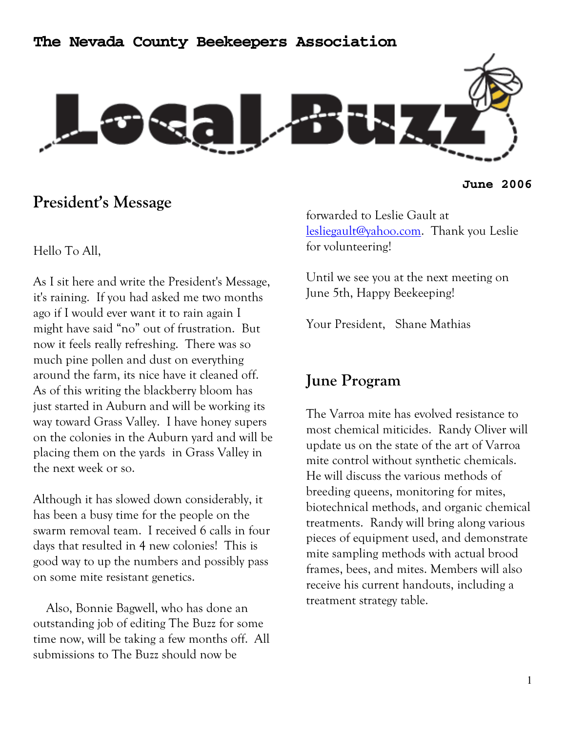**The Nevada County Beekeepers Association**

# Local Buzz

**June 2006**

## President's Message

Hello To All,

As I sit here and write the President's Message, it's raining. If you had asked me two months ago if I would ever want it to rain again I might have said "no" out of frustration. But now it feels really refreshing. There was so much pine pollen and dust on everything around the farm, its nice have it cleaned off. As of this writing the blackberry bloom has just started in Auburn and will be working its way toward Grass Valley. I have honey supers on the colonies in the Auburn yard and will be placing them on the yards in Grass Valley in the next week or so.

Although it has slowed down considerably, it has been a busy time for the people on the swarm removal team. I received 6 calls in four days that resulted in 4 new colonies! This is good way to up the numbers and possibly pass on some mite resistant genetics.

Also, Bonnie Bagwell, who has done an outstanding job of editing The Buzz for some time now, will be taking a few months off. All submissions to The Buzz should now be forwarded to Leslie Gault at lesliegault@yahoo.com. Thank you Leslie for volunteering!

Until we see you at the next meeting on June 5th, Happy Beekeeping!

Your President, Shane Mathias

## June Program

The Varroa mite has evolved resistance to most chemical miticides. Randy Oliver will update us on the state of the art of Varroa mite control without synthetic chemicals. He will discuss the various methods of breeding queens, monitoring for mites, biotechnical methods, and organic chemical treatments. Randy will bring along various pieces of equipment used, and demonstrate mite sampling methods with actual brood frames, bees, and mites. Members will also receive his current handouts, including a treatment strategy table.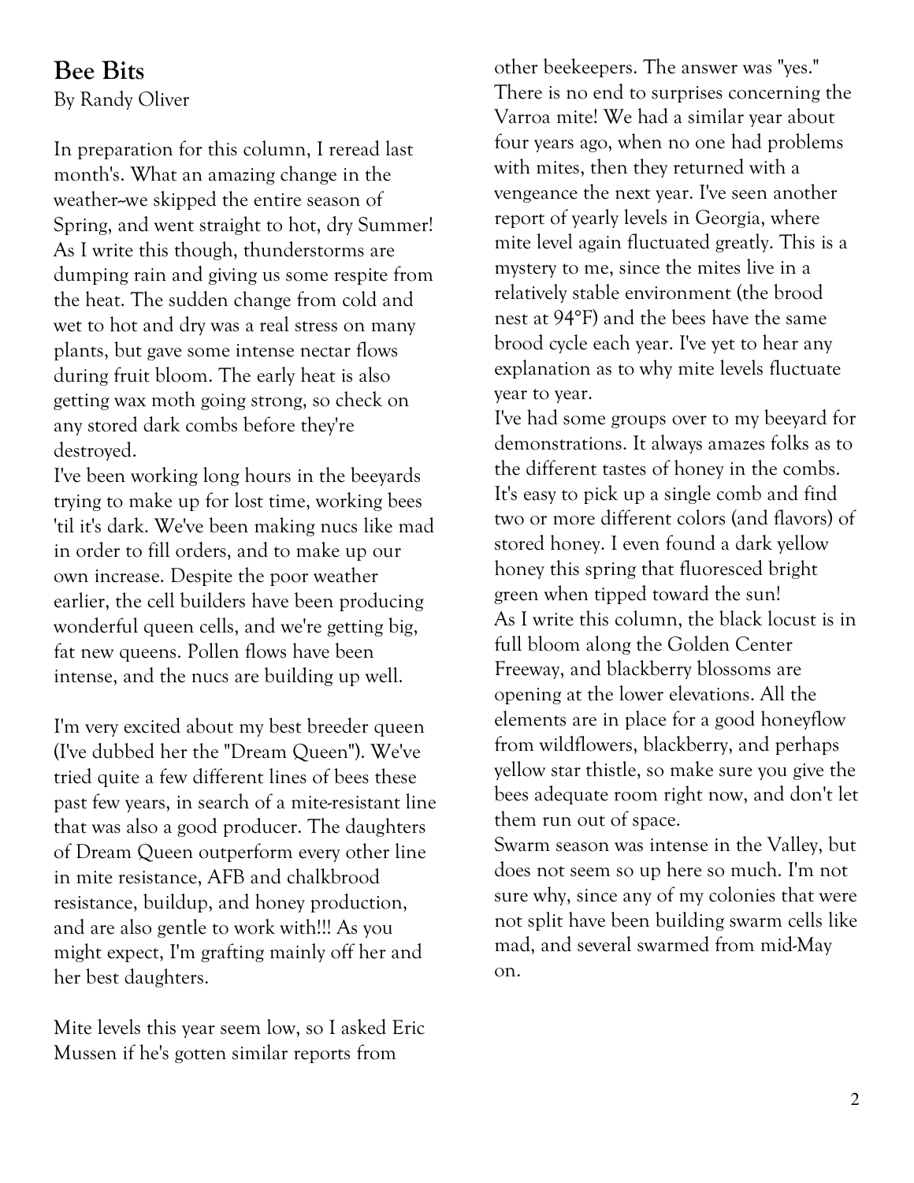## Bee Bits

By Randy Oliver

In preparation for this column, I reread last month's. What an amazing change in the weather--we skipped the entire season of Spring, and went straight to hot, dry Summer! As I write this though, thunderstorms are dumping rain and giving us some respite from the heat. The sudden change from cold and wet to hot and dry was a real stress on many plants, but gave some intense nectar flows during fruit bloom. The early heat is also getting wax moth going strong, so check on any stored dark combs before they're destroyed.

I've been working long hours in the beeyards trying to make up for lost time, working bees 'til it's dark. We've been making nucs like mad in order to fill orders, and to make up our own increase. Despite the poor weather earlier, the cell builders have been producing wonderful queen cells, and we're getting big, fat new queens. Pollen flows have been intense, and the nucs are building up well.

I'm very excited about my best breeder queen (I've dubbed her the "Dream Queen"). We've tried quite a few different lines of bees these past few years, in search of a mite-resistant line that was also a good producer. The daughters of Dream Queen outperform every other line in mite resistance, AFB and chalkbrood resistance, buildup, and honey production, and are also gentle to work with!!! As you might expect, I'm grafting mainly off her and her best daughters.

Mite levels this year seem low, so I asked Eric Mussen if he's gotten similar reports from other beekeepers. The answer was "yes." There is no end to surprises concerning the Varroa mite! We had a similar year about four years ago, when no one had problems with mites, then they returned with a vengeance the next year. I've seen another report of yearly levels in Georgia, where mite level again fluctuated greatly. This is a mystery to me, since the mites live in a relatively stable environment (the brood nest at 94°F) and the bees have the same brood cycle each year. I've yet to hear any explanation as to why mite levels fluctuate year to year.

I've had some groups over to my beeyard for demonstrations. It always amazes folks as to the different tastes of honey in the combs. It's easy to pick up a single comb and find two or more different colors (and flavors) of stored honey. I even found a dark yellow honey this spring that fluoresced bright green when tipped toward the sun!

As I write this column, the black locust is in full bloom along the Golden Center Freeway, and blackberry blossoms are opening at the lower elevations. All the elements are in place for a good honeyflow from wildflowers, blackberry, and perhaps yellow star thistle, so make sure you give the bees adequate room right now, and don't let them run out of space.

Swarm season was intense in the Valley, but does not seem so up here so much. I'm not sure why, since any of my colonies that were not split have been building swarm cells like mad, and several swarmed from mid-May on.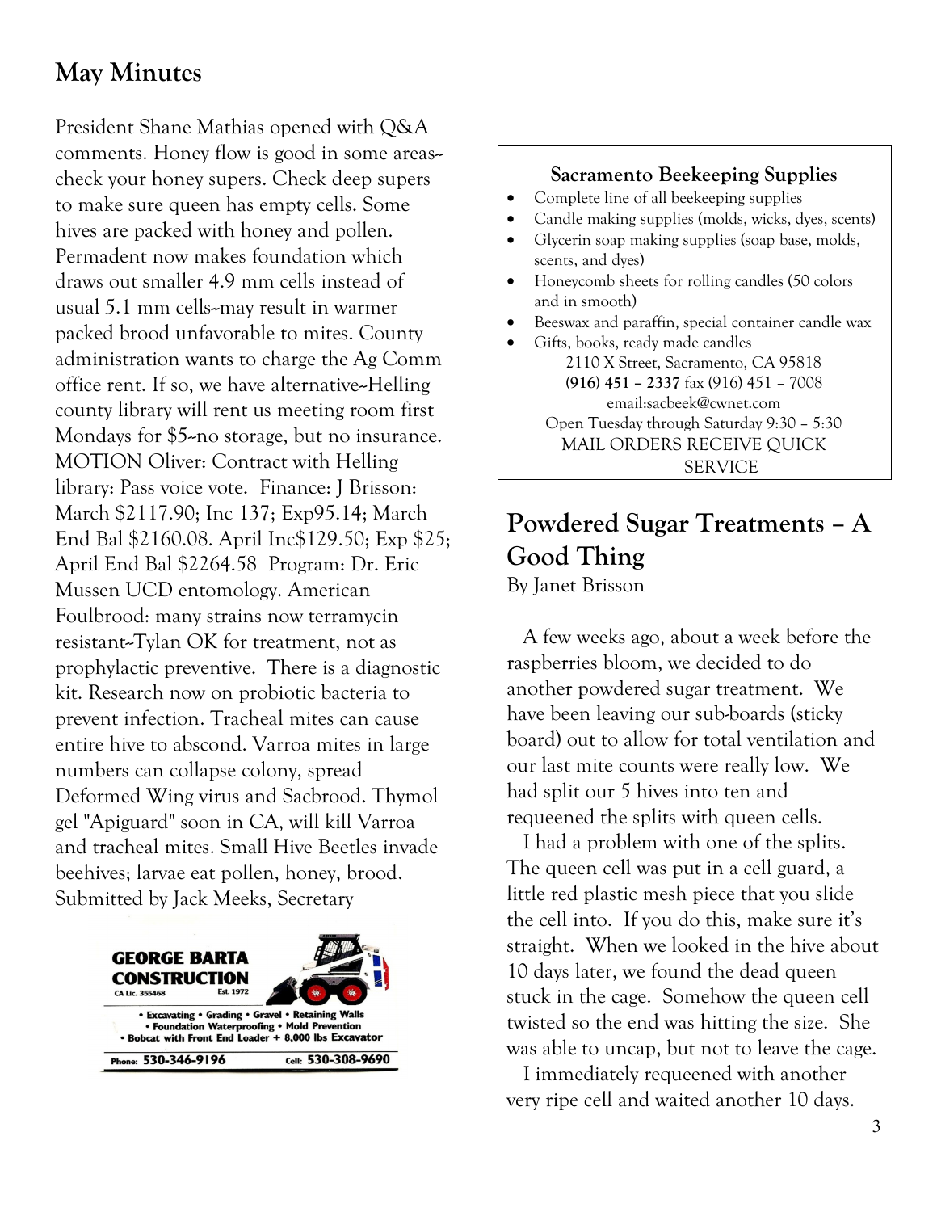## May Minutes

President Shane Mathias opened with Q&A comments. Honey flow is good in some areas--check your honey supers. Check deep supers to make sure queen has empty cells. Some hives are packed with honey and pollen. Permadent now makes foundation which draws out smaller 4.9 mm cells instead of usual 5.1 mm cells--may result in warmer packed brood unfavorable to mites. County administration wants to charge the Ag Comm office rent. If so, we have alternative--Helling county library will rent us meeting room first Mondays for $5--no storage, but no insurance. MOTION Oliver: Contract with Helling library: Pass voice vote. Finance: J Brisson: March $2117.90; Inc 137; Exp95.14; March End Bal $2160.08. April Inc$129.50; Exp $25; April End Bal $2264.58 Program: Dr. Eric Mussen UCD entomology. American Foulbrood: many strains now terramycin resistant--Tylan OK for treatment, not as prophylactic preventive. There is a diagnostic kit. Research now on probiotic bacteria to prevent infection. Tracheal mites can cause entire hive to abscond. Varroa mites in large numbers can collapse colony, spread Deformed Wing virus and Sacbrood. Thymol gel "Apiguard" soon in CA, will kill Varroa and tracheal mites. Small Hive Beetles invade beehives; larvae eat pollen, honey, brood. Submitted by Jack Meeks, Secretary

**GEORGE BARTA CONSTRUCTION**
CA Lic. 355468 Est. 1972

- Excavating • Grading • Gravel • Retaining Walls
- Foundation Waterproofing • Mold Prevention
- Bobcat with Front End Loader + 8,000 lbs Excavator

Phone: 530-346-9196 Cell: 530-308-9690

**Sacramento Beekeeping Supplies**

- Complete line of all beekeeping supplies
- Candle making supplies (molds, wicks, dyes, scents)
- Glycerin soap making supplies (soap base, molds, scents, and dyes)
- Honeycomb sheets for rolling candles (50 colors and in smooth)
- Beeswax and paraffin, special container candle wax
- Gifts, books, ready made candles

2110 X Street, Sacramento, CA 95818
**(916) 451 – 2337** fax (916) 451 – 7008
email:sacbeek@cwnet.com
Open Tuesday through Saturday 9:30 – 5:30
MAIL ORDERS RECEIVE QUICK SERVICE

## Powdered Sugar Treatments – A Good Thing

By Janet Brisson

A few weeks ago, about a week before the raspberries bloom, we decided to do another powdered sugar treatment. We have been leaving our sub-boards (sticky board) out to allow for total ventilation and our last mite counts were really low. We had split our 5 hives into ten and requeened the splits with queen cells.

I had a problem with one of the splits. The queen cell was put in a cell guard, a little red plastic mesh piece that you slide the cell into. If you do this, make sure it's straight. When we looked in the hive about 10 days later, we found the dead queen stuck in the cage. Somehow the queen cell twisted so the end was hitting the size. She was able to uncap, but not to leave the cage.

I immediately requeened with another very ripe cell and waited another 10 days.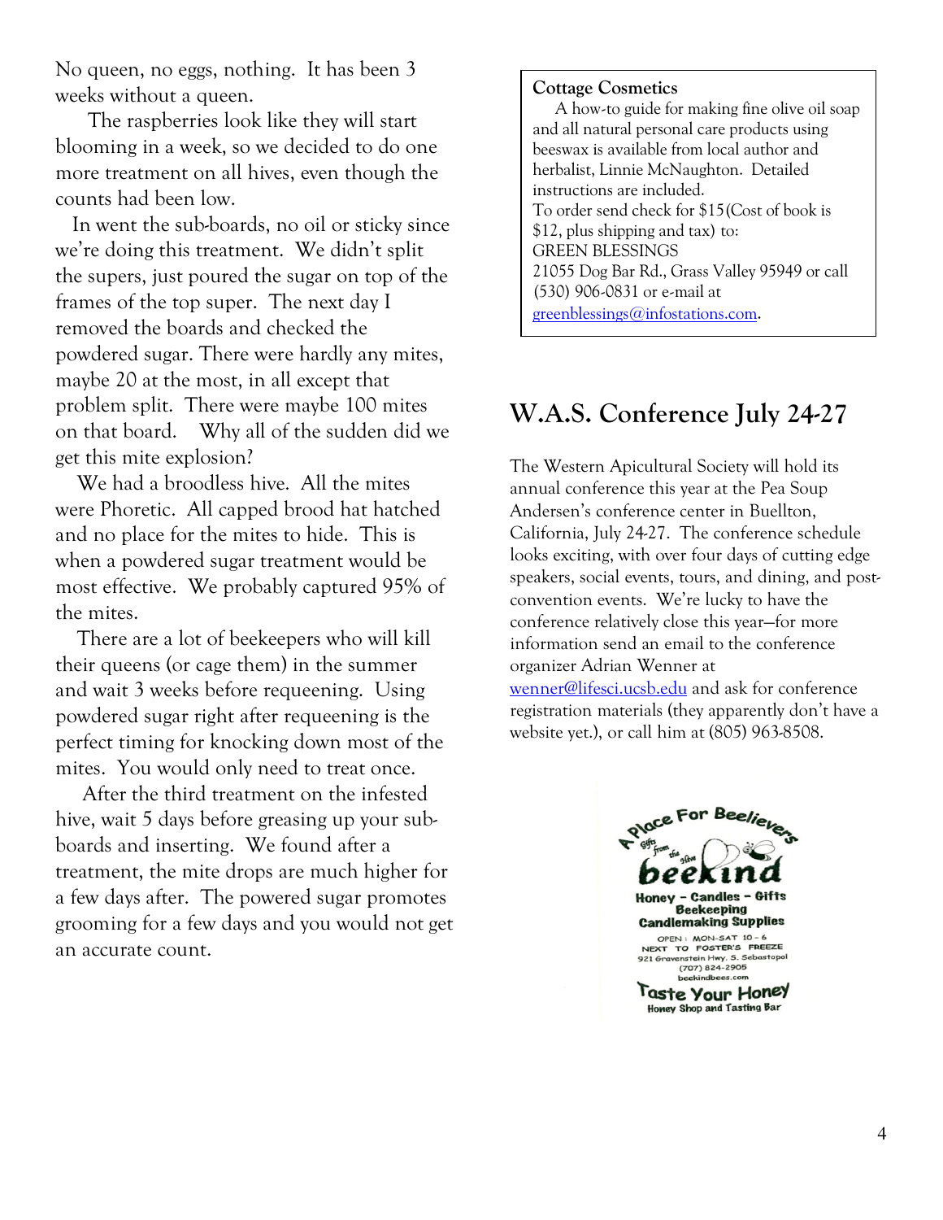No queen, no eggs, nothing. It has been 3 weeks without a queen.

The raspberries look like they will start blooming in a week, so we decided to do one more treatment on all hives, even though the counts had been low.

In went the sub-boards, no oil or sticky since we're doing this treatment. We didn't split the supers, just poured the sugar on top of the frames of the top super. The next day I removed the boards and checked the powdered sugar. There were hardly any mites, maybe 20 at the most, in all except that problem split. There were maybe 100 mites on that board. Why all of the sudden did we get this mite explosion?

We had a broodless hive. All the mites were Phoretic. All capped brood hat hatched and no place for the mites to hide. This is when a powdered sugar treatment would be most effective. We probably captured 95% of the mites.

There are a lot of beekeepers who will kill their queens (or cage them) in the summer and wait 3 weeks before requeening. Using powdered sugar right after requeening is the perfect timing for knocking down most of the mites. You would only need to treat once.

After the third treatment on the infested hive, wait 5 days before greasing up your sub-boards and inserting. We found after a treatment, the mite drops are much higher for a few days after. The powered sugar promotes grooming for a few days and you would not get an accurate count.

**Cottage Cosmetics**

A how-to guide for making fine olive oil soap and all natural personal care products using beeswax is available from local author and herbalist, Linnie McNaughton. Detailed instructions are included.

To order send check for $15(Cost of book is $12, plus shipping and tax) to:
GREEN BLESSINGS
21055 Dog Bar Rd., Grass Valley 95949 or call (530) 906-0831 or e-mail at greenblessings@infostations.com.

## W.A.S. Conference July 24-27

The Western Apicultural Society will hold its annual conference this year at the Pea Soup Andersen's conference center in Buellton, California, July 24-27. The conference schedule looks exciting, with over four days of cutting edge speakers, social events, tours, and dining, and post-convention events. We're lucky to have the conference relatively close this year—for more information send an email to the conference organizer Adrian Wenner at wenner@lifesci.ucsb.edu and ask for conference registration materials (they apparently don't have a website yet.), or call him at (805) 963-8508.

A Place For Beelievers
Gifts from the Hive
beekind
Honey – Candles – Gifts
Beekeeping
Candlemaking Supplies
OPEN: MON-SAT 10 – 6
NEXT TO FOSTER'S FREEZE
921 Gravenstein Hwy. S. Sebastopol
(707) 824-2905
beekindbees.com
Taste Your Honey
Honey Shop and Tasting Bar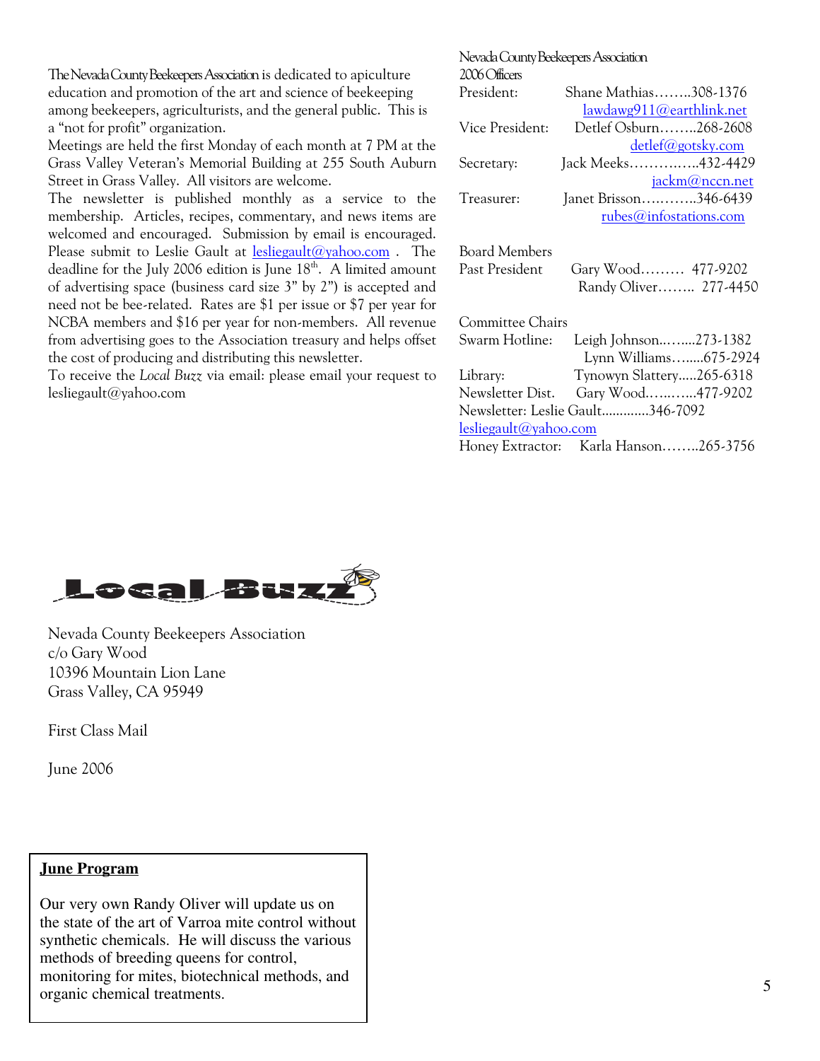The Nevada County Beekeepers Association is dedicated to apiculture education and promotion of the art and science of beekeeping among beekeepers, agriculturists, and the general public. This is a "not for profit" organization.

Meetings are held the first Monday of each month at 7 PM at the Grass Valley Veteran's Memorial Building at 255 South Auburn Street in Grass Valley. All visitors are welcome.

The newsletter is published monthly as a service to the membership. Articles, recipes, commentary, and news items are welcomed and encouraged. Submission by email is encouraged. Please submit to Leslie Gault at lesliegault@yahoo.com . The deadline for the July 2006 edition is June 18th. A limited amount of advertising space (business card size 3" by 2") is accepted and need not be bee-related. Rates are $1 per issue or $7 per year for NCBA members and $16 per year for non-members. All revenue from advertising goes to the Association treasury and helps offset the cost of producing and distributing this newsletter.

To receive the *Local Buzz* via email: please email your request to lesliegault@yahoo.com

**Nevada County Beekeepers Association**
**2006 Officers**

President: Shane Mathias……..308-1376
lawdawg911@earthlink.net

Vice President: Detlef Osburn……..268-2608
detlef@gotsky.com

Secretary: Jack Meeks……………432-4429
jackm@nccn.net

Treasurer: Janet Brisson………..346-6439
rubes@infostations.com

Board Members

Past President Gary Wood……… 477-9202
Randy Oliver…….. 277-4450

Committee Chairs

Swarm Hotline: Leigh Johnson……..273-1382
Lynn Williams……..675-2924

Library: Tynowyn Slattery…..265-6318

Newsletter Dist. Gary Wood…………477-9202

Newsletter: Leslie Gault………….346-7092
lesliegault@yahoo.com

Honey Extractor: Karla Hanson……..265-3756

**Local Buzz**

Nevada County Beekeepers Association
c/o Gary Wood
10396 Mountain Lion Lane
Grass Valley, CA 95949

First Class Mail

June 2006

## June Program

Our very own Randy Oliver will update us on the state of the art of Varroa mite control without synthetic chemicals. He will discuss the various methods of breeding queens for control, monitoring for mites, biotechnical methods, and organic chemical treatments.